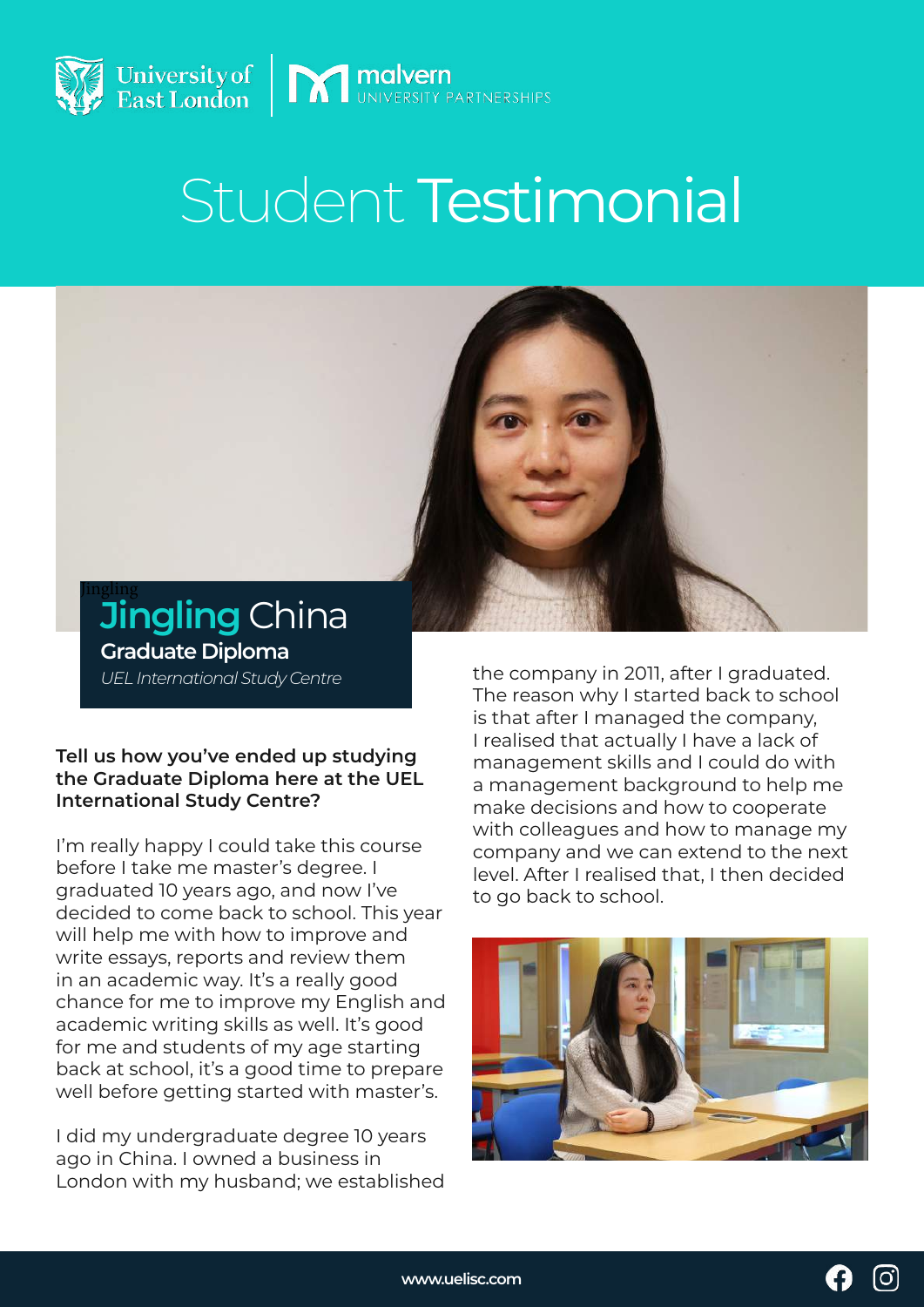# Student Testimonial

## Jingling China

**Graduate Diploma**

*UEL International Study Centre*

**Tell us how you've ended up studying the Graduate Diploma here at the UEL International Study Centre?**

I'm really happy I could take this course before I take me master's degree. I graduated 10 years ago, and now I've decided to come back to school. This year will help me with how to improve and write essays, reports and review them in an academic way. It's a really good chance for me to improve my English and academic writing skills as well. It's good for me and students of my age starting back at school, it's a good time to prepare well before getting started with master's.

I did my undergraduate degree 10 years ago in China. I owned a business in London with my husband; we established the company in 2011, after I graduated. The reason why I started back to school is that after I managed the company, I realised that actually I have a lack of management skills and I could do with a management background to help me make decisions and how to cooperate with colleagues and how to manage my company and we can extend to the next level. After I realised that, I then decided to go back to school.

www.uelisc.com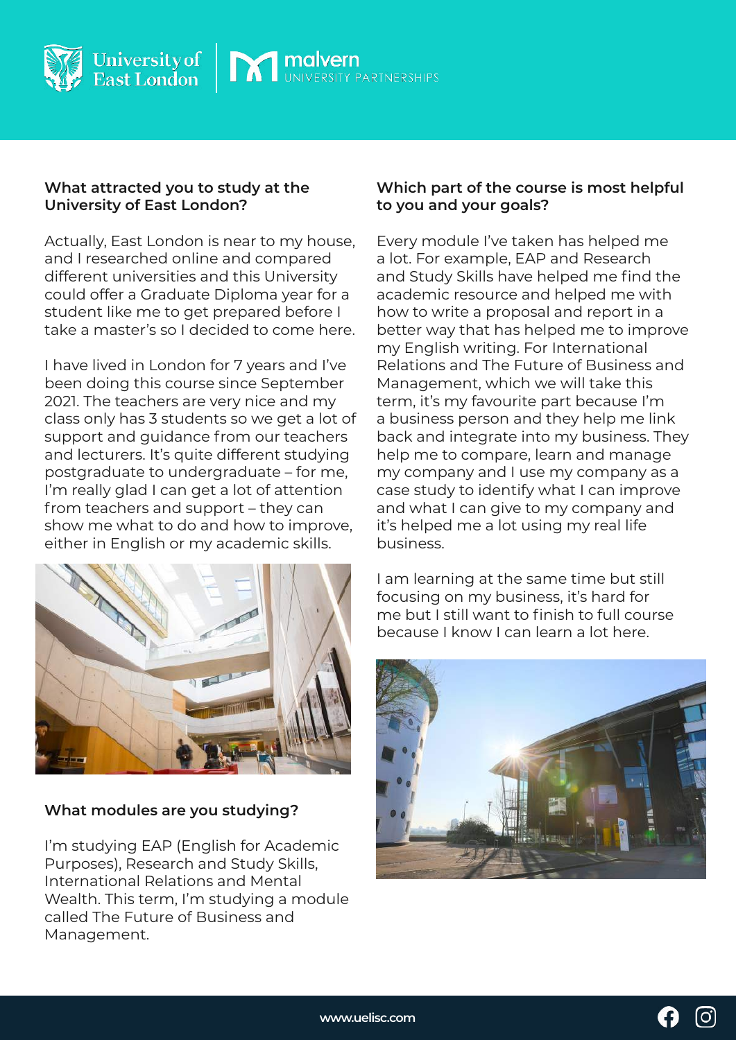### What attracted you to study at the University of East London?

Actually, East London is near to my house, and I researched online and compared different universities and this University could offer a Graduate Diploma year for a student like me to get prepared before I take a master's so I decided to come here.

I have lived in London for 7 years and I've been doing this course since September 2021. The teachers are very nice and my class only has 3 students so we get a lot of support and guidance from our teachers and lecturers. It's quite different studying postgraduate to undergraduate – for me, I'm really glad I can get a lot of attention from teachers and support – they can show me what to do and how to improve, either in English or my academic skills.

### What modules are you studying?

I'm studying EAP (English for Academic Purposes), Research and Study Skills, International Relations and Mental Wealth. This term, I'm studying a module called The Future of Business and Management.

### Which part of the course is most helpful to you and your goals?

Every module I've taken has helped me a lot. For example, EAP and Research and Study Skills have helped me find the academic resource and helped me with how to write a proposal and report in a better way that has helped me to improve my English writing. For International Relations and The Future of Business and Management, which we will take this term, it's my favourite part because I'm a business person and they help me link back and integrate into my business. They help me to compare, learn and manage my company and I use my company as a case study to identify what I can improve and what I can give to my company and it's helped me a lot using my real life business.

I am learning at the same time but still focusing on my business, it's hard for me but I still want to finish to full course because I know I can learn a lot here.